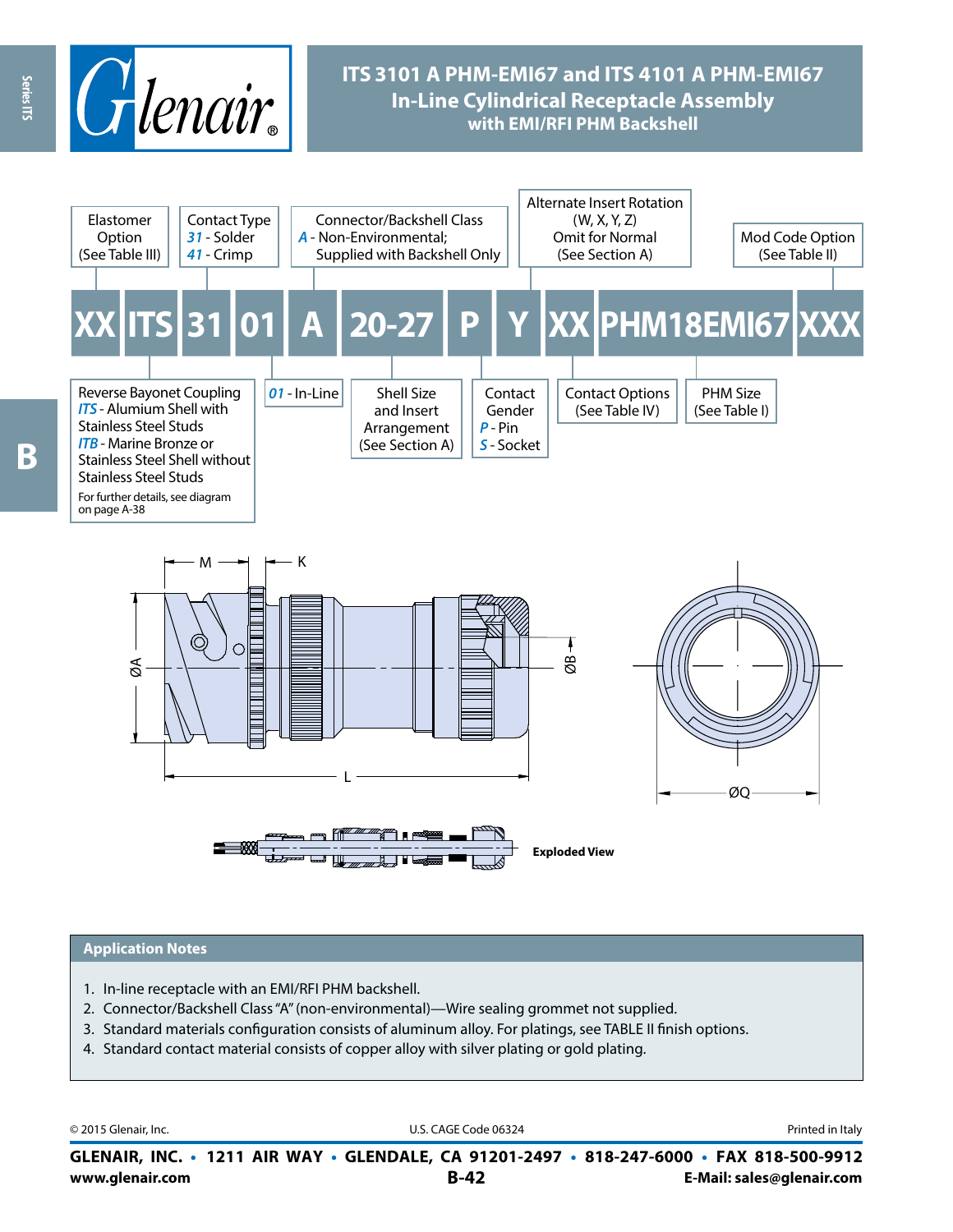# ITS 3101 A PHM-EMI67 and ITS 4101 A PHM-EMI67
## In-Line Cylindrical Receptacle Assembly
### with EMI/RFI PHM Backshell

**XX ITS 31 01 A 20-27 P Y XX PHM18EMI67 XXX**

| Part Number Element | Description |
|---|---|
| XX | Elastomer Option (See Table III) |
| ITS | Reverse Bayonet Coupling<br>*ITS* - Alumium Shell with Stainless Steel Studs<br>*ITB* - Marine Bronze or Stainless Steel Shell without Stainless Steel Studs<br>For further details, see diagram on page A-38 |
| 31 | Contact Type<br>*31* - Solder<br>*41* - Crimp |
| 01 | *01* - In-Line |
| A | Connector/Backshell Class<br>*A* - Non-Environmental; Supplied with Backshell Only |
| 20-27 | Shell Size and Insert Arrangement (See Section A) |
| P | Contact Gender<br>*P* - Pin<br>*S* - Socket |
| Y | Alternate Insert Rotation (W, X, Y, Z)<br>Omit for Normal (See Section A) |
| XX | Contact Options (See Table IV) |
| PHM18EMI67 | PHM Size (See Table I) |
| XXX | Mod Code Option (See Table II) |

M, K, ØA, ØB, L, ØQ

Exploded View

## Application Notes

1. In-line receptacle with an EMI/RFI PHM backshell.
2. Connector/Backshell Class "A" (non-environmental)—Wire sealing grommet not supplied.
3. Standard materials configuration consists of aluminum alloy. For platings, see TABLE II finish options.
4. Standard contact material consists of copper alloy with silver plating or gold plating.

© 2015 Glenair, Inc. U.S. CAGE Code 06324 Printed in Italy

**GLENAIR, INC. • 1211 AIR WAY • GLENDALE, CA 91201-2497 • 818-247-6000 • FAX 818-500-9912**
**www.glenair.com** **E-Mail: sales@glenair.com**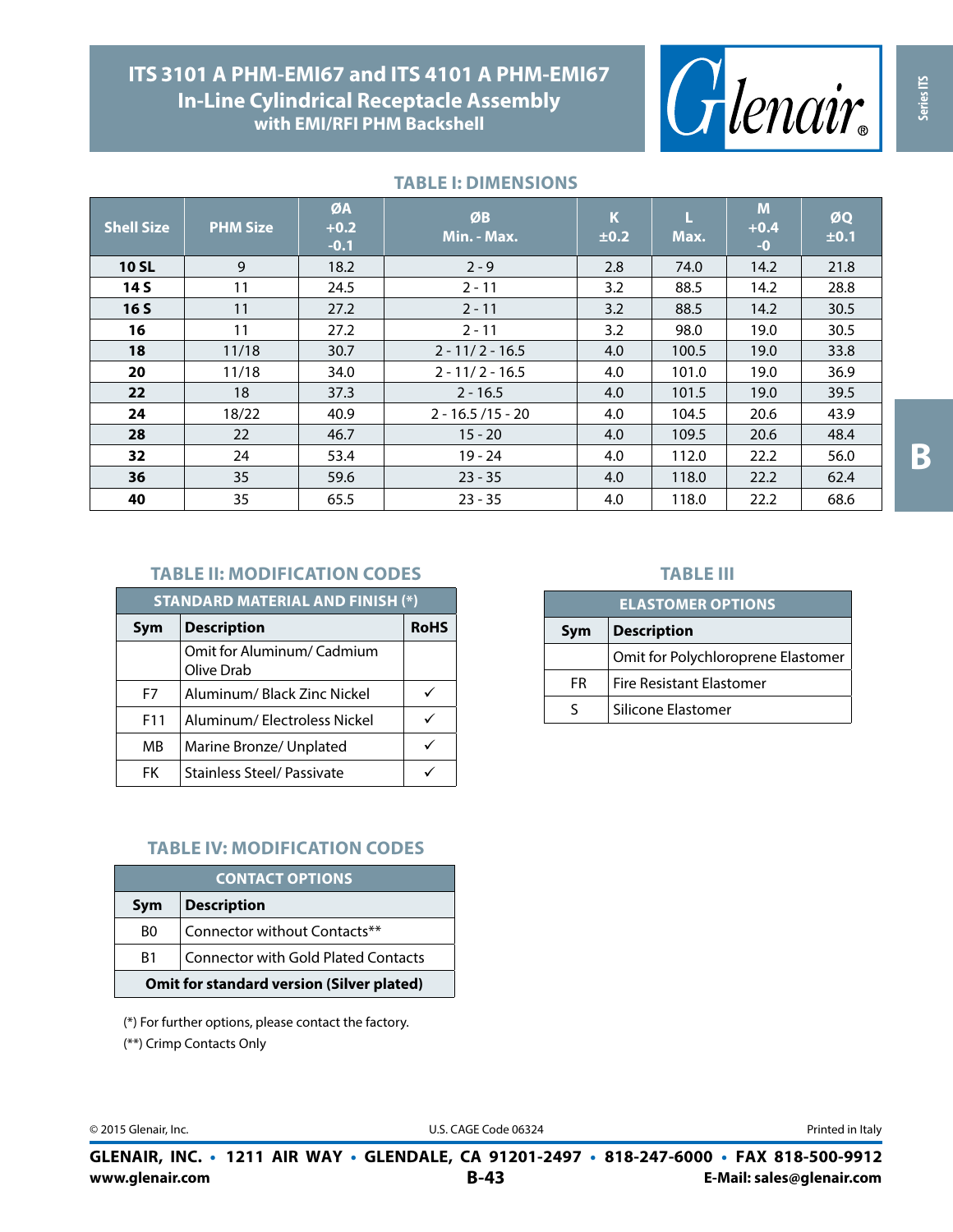# ITS 3101 A PHM-EMI67 and ITS 4101 A PHM-EMI67 In-Line Cylindrical Receptacle Assembly with EMI/RFI PHM Backshell

## TABLE I: DIMENSIONS

| Shell Size | PHM Size | ØA +0.2 -0.1 | ØB Min. - Max. | K ±0.2 | L Max. | M +0.4 -0 | ØQ ±0.1 |
|---|---|---|---|---|---|---|---|
| **10 SL** | 9 | 18.2 | 2 - 9 | 2.8 | 74.0 | 14.2 | 21.8 |
| **14 S** | 11 | 24.5 | 2 - 11 | 3.2 | 88.5 | 14.2 | 28.8 |
| **16 S** | 11 | 27.2 | 2 - 11 | 3.2 | 88.5 | 14.2 | 30.5 |
| **16** | 11 | 27.2 | 2 - 11 | 3.2 | 98.0 | 19.0 | 30.5 |
| **18** | 11/18 | 30.7 | 2 - 11/ 2 - 16.5 | 4.0 | 100.5 | 19.0 | 33.8 |
| **20** | 11/18 | 34.0 | 2 - 11/ 2 - 16.5 | 4.0 | 101.0 | 19.0 | 36.9 |
| **22** | 18 | 37.3 | 2 - 16.5 | 4.0 | 101.5 | 19.0 | 39.5 |
| **24** | 18/22 | 40.9 | 2 - 16.5 /15 - 20 | 4.0 | 104.5 | 20.6 | 43.9 |
| **28** | 22 | 46.7 | 15 - 20 | 4.0 | 109.5 | 20.6 | 48.4 |
| **32** | 24 | 53.4 | 19 - 24 | 4.0 | 112.0 | 22.2 | 56.0 |
| **36** | 35 | 59.6 | 23 - 35 | 4.0 | 118.0 | 22.2 | 62.4 |
| **40** | 35 | 65.5 | 23 - 35 | 4.0 | 118.0 | 22.2 | 68.6 |

## TABLE II: MODIFICATION CODES

| STANDARD MATERIAL AND FINISH (*) | | |
|---|---|---|
| **Sym** | **Description** | **RoHS** |
| | Omit for Aluminum/ Cadmium Olive Drab | |
| F7 | Aluminum/ Black Zinc Nickel | ✓ |
| F11 | Aluminum/ Electroless Nickel | ✓ |
| MB | Marine Bronze/ Unplated | ✓ |
| FK | Stainless Steel/ Passivate | ✓ |

## TABLE III

| ELASTOMER OPTIONS | |
|---|---|
| **Sym** | **Description** |
| | Omit for Polychloroprene Elastomer |
| FR | Fire Resistant Elastomer |
| S | Silicone Elastomer |

## TABLE IV: MODIFICATION CODES

| CONTACT OPTIONS | |
|---|---|
| **Sym** | **Description** |
| B0 | Connector without Contacts** |
| B1 | Connector with Gold Plated Contacts |
| **Omit for standard version (Silver plated)** | |

(*) For further options, please contact the factory.

(**) Crimp Contacts Only

© 2015 Glenair, Inc. U.S. CAGE Code 06324 Printed in Italy

**GLENAIR, INC. • 1211 AIR WAY • GLENDALE, CA 91201-2497 • 818-247-6000 • FAX 818-500-9912**

**www.glenair.com** **E-Mail: sales@glenair.com**